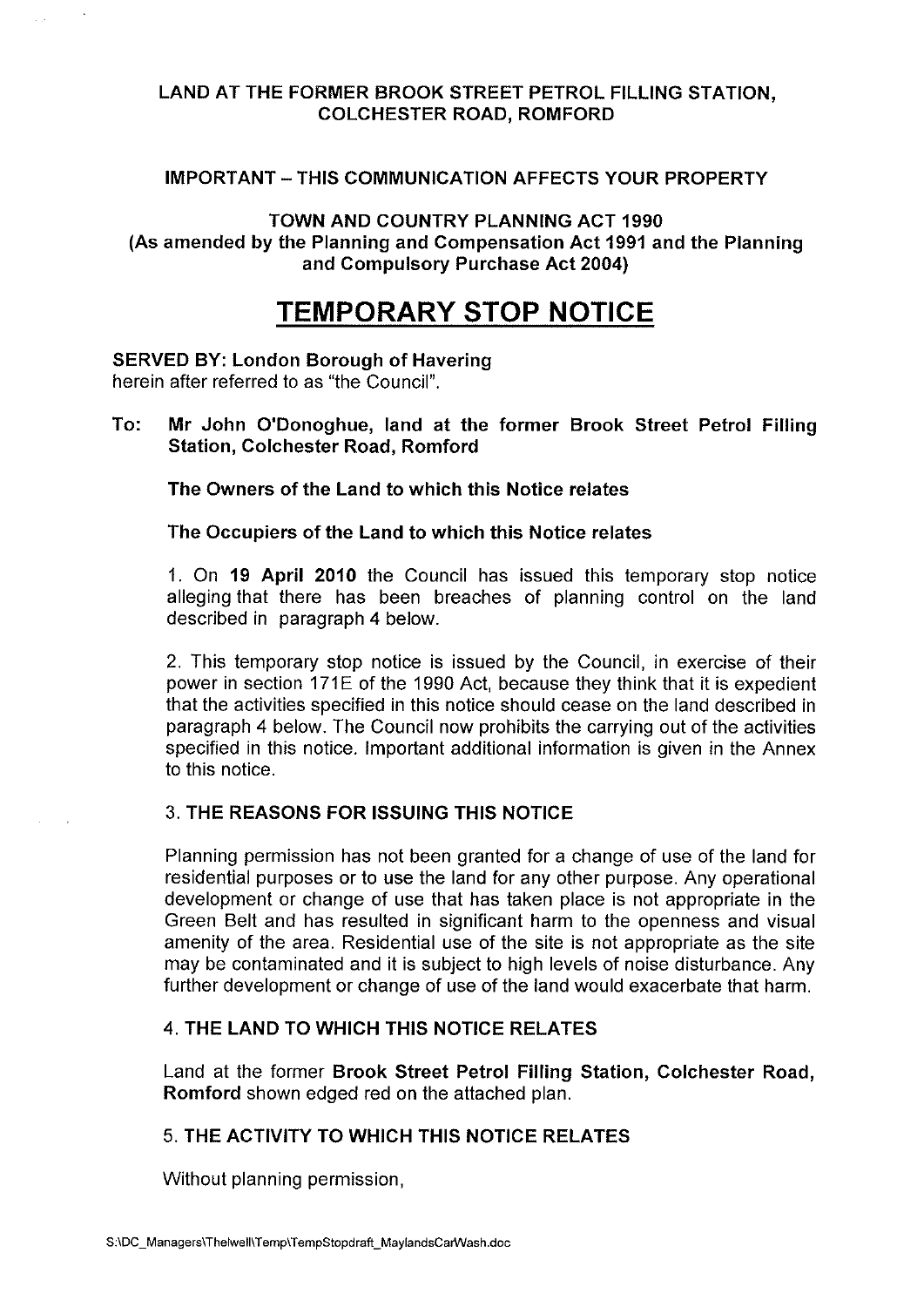**LAND AT THE FORMER BROOK STREET PETROL FILLING STATION, COLCHESTER ROAD, ROMFORD**

**IMPORTANT – THIS COMMUNICATION AFFECTS YOUR PROPERTY**

**TOWN AND COUNTRY PLANNING ACT 1990**
**(As amended by the Planning and Compensation Act 1991 and the Planning and Compulsory Purchase Act 2004)**

# TEMPORARY STOP NOTICE

**SERVED BY: London Borough of Havering**
herein after referred to as "the Council".

**To: Mr John O'Donoghue, land at the former Brook Street Petrol Filling Station, Colchester Road, Romford**

**The Owners of the Land to which this Notice relates**

**The Occupiers of the Land to which this Notice relates**

1. On **19 April 2010** the Council has issued this temporary stop notice alleging that there has been breaches of planning control on the land described in paragraph 4 below.

2. This temporary stop notice is issued by the Council, in exercise of their power in section 171E of the 1990 Act, because they think that it is expedient that the activities specified in this notice should cease on the land described in paragraph 4 below. The Council now prohibits the carrying out of the activities specified in this notice. Important additional information is given in the Annex to this notice.

## 3. THE REASONS FOR ISSUING THIS NOTICE

Planning permission has not been granted for a change of use of the land for residential purposes or to use the land for any other purpose. Any operational development or change of use that has taken place is not appropriate in the Green Belt and has resulted in significant harm to the openness and visual amenity of the area. Residential use of the site is not appropriate as the site may be contaminated and it is subject to high levels of noise disturbance. Any further development or change of use of the land would exacerbate that harm.

## 4. THE LAND TO WHICH THIS NOTICE RELATES

Land at the former **Brook Street Petrol Filling Station, Colchester Road, Romford** shown edged red on the attached plan.

## 5. THE ACTIVITY TO WHICH THIS NOTICE RELATES

Without planning permission,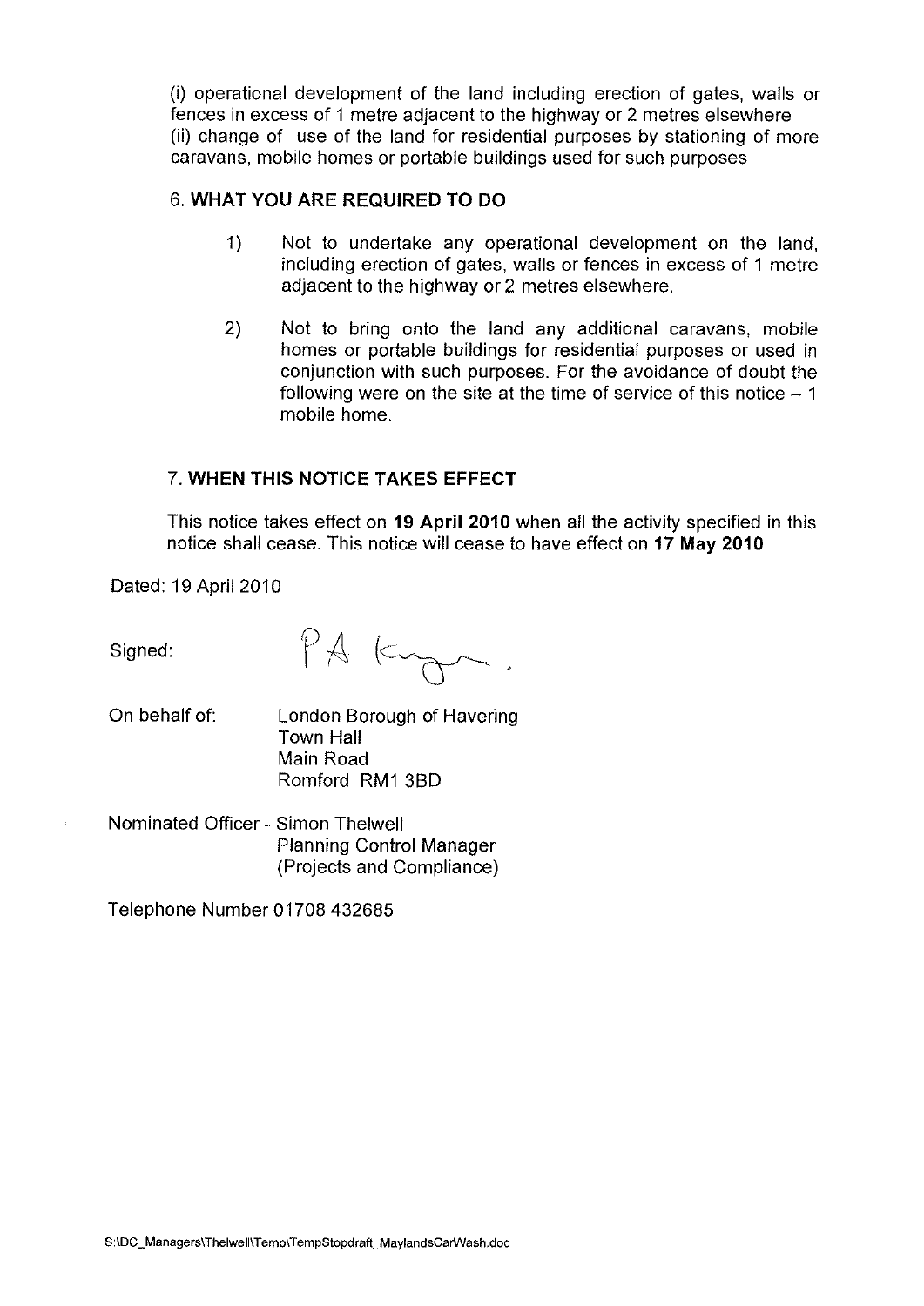(i) operational development of the land including erection of gates, walls or fences in excess of 1 metre adjacent to the highway or 2 metres elsewhere
(ii) change of use of the land for residential purposes by stationing of more caravans, mobile homes or portable buildings used for such purposes

## 6. WHAT YOU ARE REQUIRED TO DO

1) Not to undertake any operational development on the land, including erection of gates, walls or fences in excess of 1 metre adjacent to the highway or 2 metres elsewhere.

2) Not to bring onto the land any additional caravans, mobile homes or portable buildings for residential purposes or used in conjunction with such purposes. For the avoidance of doubt the following were on the site at the time of service of this notice – 1 mobile home.

## 7. WHEN THIS NOTICE TAKES EFFECT

This notice takes effect on **19 April 2010** when all the activity specified in this notice shall cease. This notice will cease to have effect on **17 May 2010**

Dated: 19 April 2010

Signed: PA King.

On behalf of: London Borough of Havering
Town Hall
Main Road
Romford RM1 3BD

Nominated Officer - Simon Thelwell
Planning Control Manager
(Projects and Compliance)

Telephone Number 01708 432685

S:\DC_Managers\Thelwell\Temp\TempStopdraft_MaylandsCarWash.doc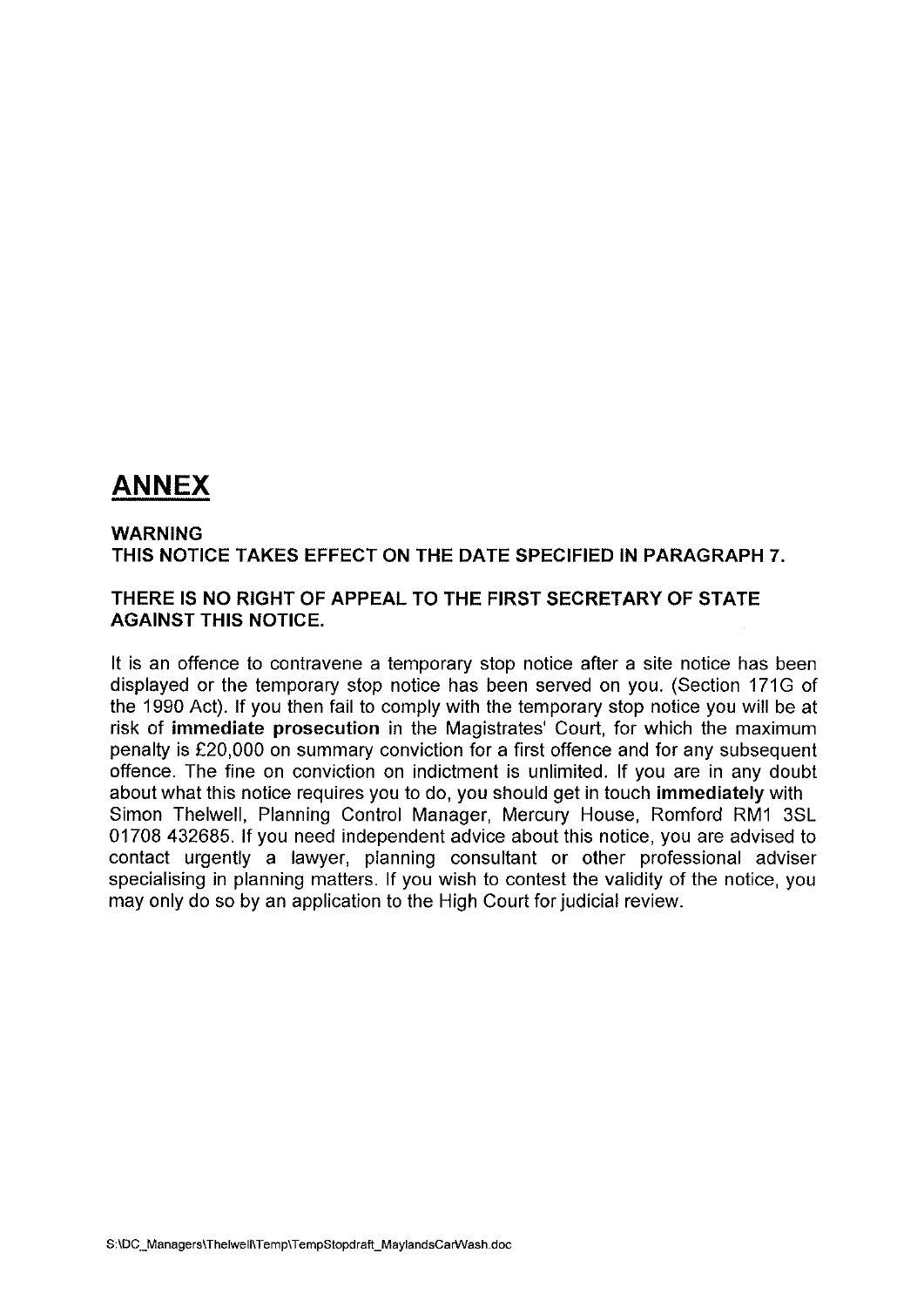# ANNEX

**WARNING**
**THIS NOTICE TAKES EFFECT ON THE DATE SPECIFIED IN PARAGRAPH 7.**

**THERE IS NO RIGHT OF APPEAL TO THE FIRST SECRETARY OF STATE AGAINST THIS NOTICE.**

It is an offence to contravene a temporary stop notice after a site notice has been displayed or the temporary stop notice has been served on you. (Section 171G of the 1990 Act). If you then fail to comply with the temporary stop notice you will be at risk of **immediate prosecution** in the Magistrates' Court, for which the maximum penalty is £20,000 on summary conviction for a first offence and for any subsequent offence. The fine on conviction on indictment is unlimited. If you are in any doubt about what this notice requires you to do, you should get in touch **immediately** with Simon Thelwell, Planning Control Manager, Mercury House, Romford RM1 3SL 01708 432685. If you need independent advice about this notice, you are advised to contact urgently a lawyer, planning consultant or other professional adviser specialising in planning matters. If you wish to contest the validity of the notice, you may only do so by an application to the High Court for judicial review.

S:\DC_Managers\Thelwell\Temp\TempStopdraft_MaylandsCarWash.doc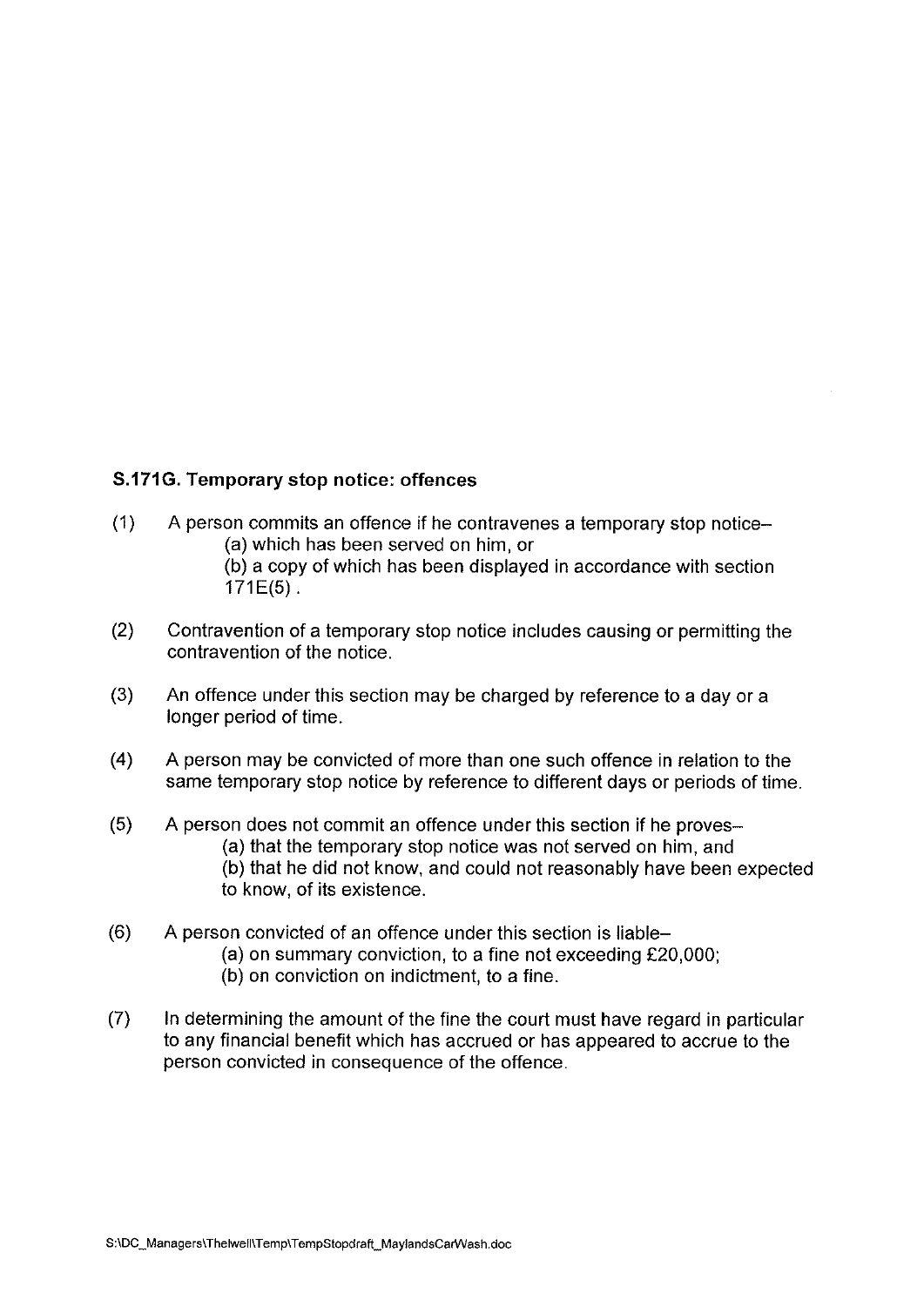**S.171G. Temporary stop notice: offences**

(1) A person commits an offence if he contravenes a temporary stop notice–
   (a) which has been served on him, or
   (b) a copy of which has been displayed in accordance with section 171E(5) .

(2) Contravention of a temporary stop notice includes causing or permitting the contravention of the notice.

(3) An offence under this section may be charged by reference to a day or a longer period of time.

(4) A person may be convicted of more than one such offence in relation to the same temporary stop notice by reference to different days or periods of time.

(5) A person does not commit an offence under this section if he proves–
   (a) that the temporary stop notice was not served on him, and
   (b) that he did not know, and could not reasonably have been expected to know, of its existence.

(6) A person convicted of an offence under this section is liable–
   (a) on summary conviction, to a fine not exceeding £20,000;
   (b) on conviction on indictment, to a fine.

(7) In determining the amount of the fine the court must have regard in particular to any financial benefit which has accrued or has appeared to accrue to the person convicted in consequence of the offence.

S:\DC_Managers\Thelwell\Temp\TempStopdraft_MaylandsCarWash.doc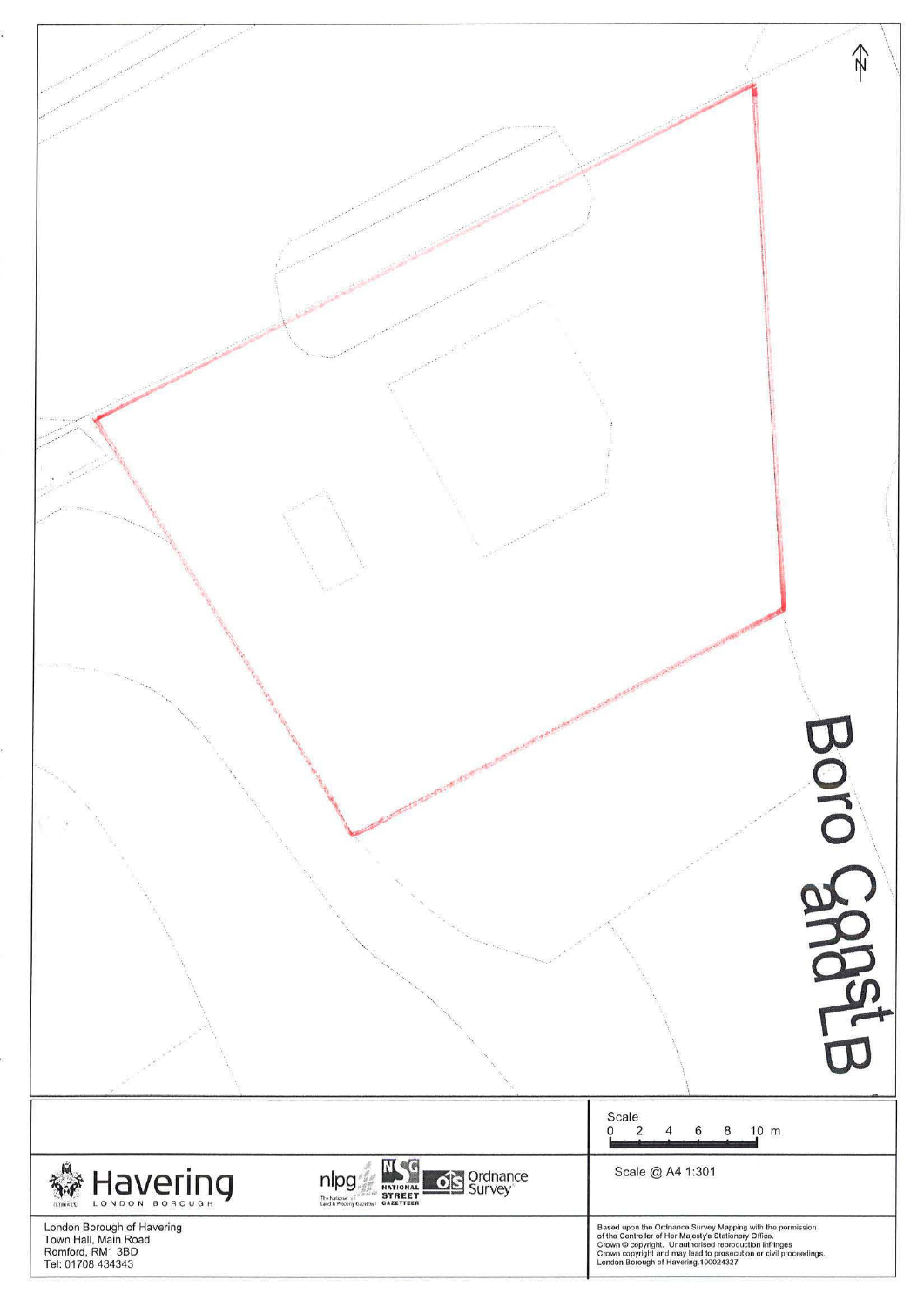N

Boro Const and LB

Scale

0 2 4 6 8 10 m

Scale @ A4 1:301

Havering
LONDON BOROUGH

nlpg The National Land & Property Gazetteer

NSG NATIONAL STREET GAZETTEER

OS Ordnance Survey

London Borough of Havering
Town Hall, Main Road
Romford, RM1 3BD
Tel: 01708 434343

Based upon the Ordnance Survey Mapping with the permission of the Controller of Her Majesty's Stationery Office.
Crown © copyright. Unauthorised reproduction infringes Crown copyright and may lead to prosecution or civil proceedings.
London Borough of Havering.100024327